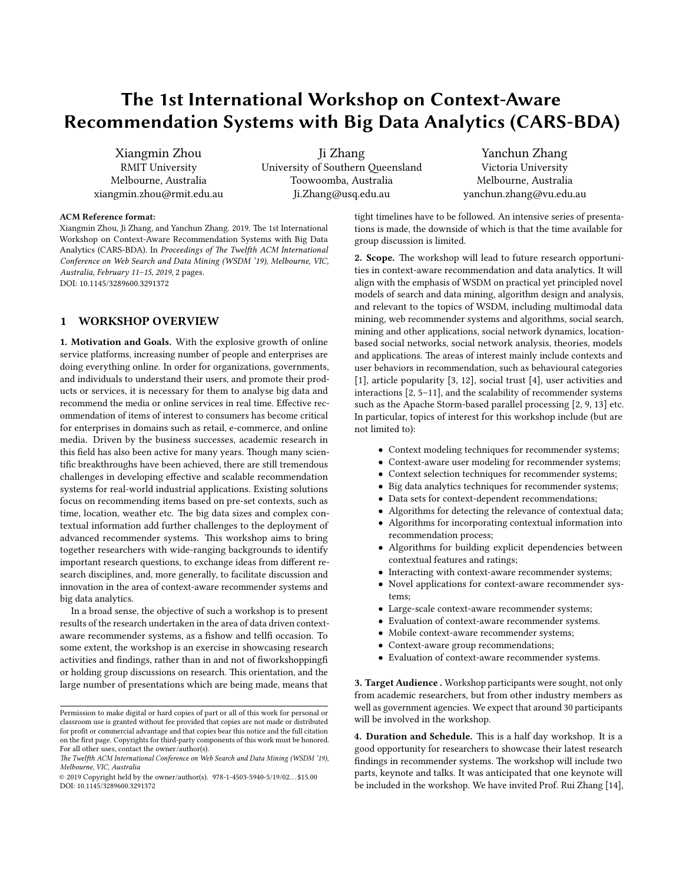# The 1st International Workshop on Context-Aware Recommendation Systems with Big Data Analytics (CARS-BDA)

Xiangmin Zhou
RMIT University
Melbourne, Australia
xiangmin.zhou@rmit.edu.au

Ji Zhang
University of Southern Queensland
Toowoomba, Australia
Ji.Zhang@usq.edu.au

Yanchun Zhang
Victoria University
Melbourne, Australia
yanchun.zhang@vu.edu.au

**ACM Reference format:**
Xiangmin Zhou, Ji Zhang, and Yanchun Zhang. 2019. The 1st International Workshop on Context-Aware Recommendation Systems with Big Data Analytics (CARS-BDA). In *Proceedings of The Twelfth ACM International Conference on Web Search and Data Mining (WSDM '19), Melbourne, VIC, Australia, February 11–15, 2019,* 2 pages.
DOI: 10.1145/3289600.3291372

## 1 WORKSHOP OVERVIEW

**1. Motivation and Goals.** With the explosive growth of online service platforms, increasing number of people and enterprises are doing everything online. In order for organizations, governments, and individuals to understand their users, and promote their products or services, it is necessary for them to analyse big data and recommend the media or online services in real time. Effective recommendation of items of interest to consumers has become critical for enterprises in domains such as retail, e-commerce, and online media. Driven by the business successes, academic research in this field has also been active for many years. Though many scientific breakthroughs have been achieved, there are still tremendous challenges in developing effective and scalable recommendation systems for real-world industrial applications. Existing solutions focus on recommending items based on pre-set contexts, such as time, location, weather etc. The big data sizes and complex contextual information add further challenges to the deployment of advanced recommender systems. This workshop aims to bring together researchers with wide-ranging backgrounds to identify important research questions, to exchange ideas from different research disciplines, and, more generally, to facilitate discussion and innovation in the area of context-aware recommender systems and big data analytics.

In a broad sense, the objective of such a workshop is to present results of the research undertaken in the area of data driven context-aware recommender systems, as a fishow and tellfi occasion. To some extent, the workshop is an exercise in showcasing research activities and findings, rather than in and not of fiworkshoppingfi or holding group discussions on research. This orientation, and the large number of presentations which are being made, means that tight timelines have to be followed. An intensive series of presentations is made, the downside of which is that the time available for group discussion is limited.

**2. Scope.** The workshop will lead to future research opportunities in context-aware recommendation and data analytics. It will align with the emphasis of WSDM on practical yet principled novel models of search and data mining, algorithm design and analysis, and relevant to the topics of WSDM, including multimodal data mining, web recommender systems and algorithms, social search, mining and other applications, social network dynamics, location-based social networks, social network analysis, theories, models and applications. The areas of interest mainly include contexts and user behaviors in recommendation, such as behavioural categories [1], article popularity [3, 12], social trust [4], user activities and interactions [2, 5–11], and the scalability of recommender systems such as the Apache Storm-based parallel processing [2, 9, 13] etc. In particular, topics of interest for this workshop include (but are not limited to):

- Context modeling techniques for recommender systems;
- Context-aware user modeling for recommender systems;
- Context selection techniques for recommender systems;
- Big data analytics techniques for recommender systems;
- Data sets for context-dependent recommendations;
- Algorithms for detecting the relevance of contextual data;
- Algorithms for incorporating contextual information into recommendation process;
- Algorithms for building explicit dependencies between contextual features and ratings;
- Interacting with context-aware recommender systems;
- Novel applications for context-aware recommender systems;
- Large-scale context-aware recommender systems;
- Evaluation of context-aware recommender systems.
- Mobile context-aware recommender systems;
- Context-aware group recommendations;
- Evaluation of context-aware recommender systems.

**3. Target Audience .** Workshop participants were sought, not only from academic researchers, but from other industry members as well as government agencies. We expect that around 30 participants will be involved in the workshop.

**4. Duration and Schedule.** This is a half day workshop. It is a good opportunity for researchers to showcase their latest research findings in recommender systems. The workshop will include two parts, keynote and talks. It was anticipated that one keynote will be included in the workshop. We have invited Prof. Rui Zhang [14],

---

Permission to make digital or hard copies of part or all of this work for personal or classroom use is granted without fee provided that copies are not made or distributed for profit or commercial advantage and that copies bear this notice and the full citation on the first page. Copyrights for third-party components of this work must be honored. For all other uses, contact the owner/author(s).
*The Twelfth ACM International Conference on Web Search and Data Mining (WSDM '19), Melbourne, VIC, Australia*
© 2019 Copyright held by the owner/author(s). 978-1-4503-5940-5/19/02…$15.00
DOI: 10.1145/3289600.3291372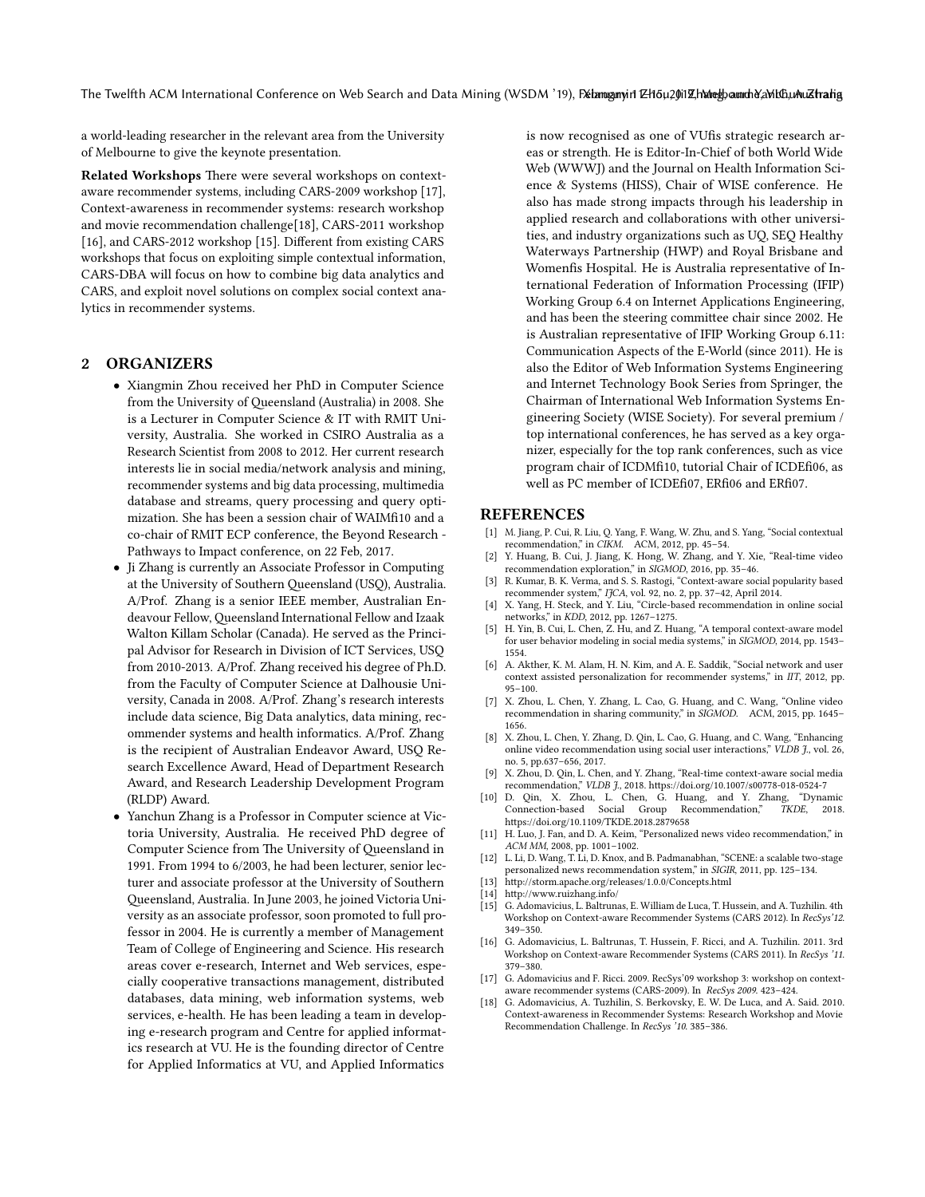a world-leading researcher in the relevant area from the University of Melbourne to give the keynote presentation.

**Related Workshops** There were several workshops on context-aware recommender systems, including CARS-2009 workshop [17], Context-awareness in recommender systems: research workshop and movie recommendation challenge[18], CARS-2011 workshop [16], and CARS-2012 workshop [15]. Different from existing CARS workshops that focus on exploiting simple contextual information, CARS-DBA will focus on how to combine big data analytics and CARS, and exploit novel solutions on complex social context analytics in recommender systems.

## 2 ORGANIZERS

- Xiangmin Zhou received her PhD in Computer Science from the University of Queensland (Australia) in 2008. She is a Lecturer in Computer Science & IT with RMIT University, Australia. She worked in CSIRO Australia as a Research Scientist from 2008 to 2012. Her current research interests lie in social media/network analysis and mining, recommender systems and big data processing, multimedia database and streams, query processing and query optimization. She has been a session chair of WAIMfi10 and a co-chair of RMIT ECP conference, the Beyond Research - Pathways to Impact conference, on 22 Feb, 2017.
- Ji Zhang is currently an Associate Professor in Computing at the University of Southern Queensland (USQ), Australia. A/Prof. Zhang is a senior IEEE member, Australian Endeavour Fellow, Queensland International Fellow and Izaak Walton Killam Scholar (Canada). He served as the Principal Advisor for Research in Division of ICT Services, USQ from 2010-2013. A/Prof. Zhang received his degree of Ph.D. from the Faculty of Computer Science at Dalhousie University, Canada in 2008. A/Prof. Zhang's research interests include data science, Big Data analytics, data mining, recommender systems and health informatics. A/Prof. Zhang is the recipient of Australian Endeavor Award, USQ Research Excellence Award, Head of Department Research Award, and Research Leadership Development Program (RLDP) Award.
- Yanchun Zhang is a Professor in Computer science at Victoria University, Australia. He received PhD degree of Computer Science from The University of Queensland in 1991. From 1994 to 6/2003, he had been lecturer, senior lecturer and associate professor at the University of Southern Queensland, Australia. In June 2003, he joined Victoria University as an associate professor, soon promoted to full professor in 2004. He is currently a member of Management Team of College of Engineering and Science. His research areas cover e-research, Internet and Web services, especially cooperative transactions management, distributed databases, data mining, web information systems, web services, e-health. He has been leading a team in developing e-research program and Centre for applied informatics research at VU. He is the founding director of Centre for Applied Informatics at VU, and Applied Informatics is now recognised as one of VUfis strategic research areas or strength. He is Editor-In-Chief of both World Wide Web (WWWJ) and the Journal on Health Information Science & Systems (HISS), Chair of WISE conference. He also has made strong impacts through his leadership in applied research and collaborations with other universities, and industry organizations such as UQ, SEQ Healthy Waterways Partnership (HWP) and Royal Brisbane and Womenfis Hospital. He is Australia representative of International Federation of Information Processing (IFIP) Working Group 6.4 on Internet Applications Engineering, and has been the steering committee chair since 2002. He is Australian representative of IFIP Working Group 6.11: Communication Aspects of the E-World (since 2011). He is also the Editor of Web Information Systems Engineering and Internet Technology Book Series from Springer, the Chairman of International Web Information Systems Engineering Society (WISE Society). For several premium / top international conferences, he has served as a key organizer, especially for the top rank conferences, such as vice program chair of ICDMfi10, tutorial Chair of ICDEfi06, as well as PC member of ICDEfi07, ERfi06 and ERfi07.

## REFERENCES

[1] M. Jiang, P. Cui, R. Liu, Q. Yang, F. Wang, W. Zhu, and S. Yang, "Social contextual recommendation," in *CIKM*. ACM, 2012, pp. 45–54.

[2] Y. Huang, B. Cui, J. Jiang, K. Hong, W. Zhang, and Y. Xie, "Real-time video recommendation exploration," in *SIGMOD*, 2016, pp. 35–46.

[3] R. Kumar, B. K. Verma, and S. S. Rastogi, "Context-aware social popularity based recommender system," *IJCA*, vol. 92, no. 2, pp. 37–42, April 2014.

[4] X. Yang, H. Steck, and Y. Liu, "Circle-based recommendation in online social networks," in *KDD*, 2012, pp. 1267–1275.

[5] H. Yin, B. Cui, L. Chen, Z. Hu, and Z. Huang, "A temporal context-aware model for user behavior modeling in social media systems," in *SIGMOD*, 2014, pp. 1543–1554.

[6] A. Akther, K. M. Alam, H. N. Kim, and A. E. Saddik, "Social network and user context assisted personalization for recommender systems," in *IIT*, 2012, pp. 95–100.

[7] X. Zhou, L. Chen, Y. Zhang, L. Cao, G. Huang, and C. Wang, "Online video recommendation in sharing community," in *SIGMOD*. ACM, 2015, pp. 1645–1656.

[8] X. Zhou, L. Chen, Y. Zhang, D. Qin, L. Cao, G. Huang, and C. Wang, "Enhancing online video recommendation using social user interactions," *VLDB J.*, vol. 26, no. 5, pp.637–656, 2017.

[9] X. Zhou, D. Qin, L. Chen, and Y. Zhang, "Real-time context-aware social media recommendation," *VLDB J.*, 2018. https://doi.org/10.1007/s00778-018-0524-7

[10] D. Qin, X. Zhou, L. Chen, G. Huang, and Y. Zhang, "Dynamic Connection-based Social Group Recommendation," *TKDE*, 2018. https://doi.org/10.1109/TKDE.2018.2879658

[11] H. Luo, J. Fan, and D. A. Keim, "Personalized news video recommendation," in *ACM MM*, 2008, pp. 1001–1002.

[12] L. Li, D. Wang, T. Li, D. Knox, and B. Padmanabhan, "SCENE: a scalable two-stage personalized news recommendation system," in *SIGIR*, 2011, pp. 125–134.

[13] http://storm.apache.org/releases/1.0.0/Concepts.html

[14] http://www.ruizhang.info/

[15] G. Adomavicius, L. Baltrunas, E. William de Luca, T. Hussein, and A. Tuzhilin. 4th Workshop on Context-aware Recommender Systems (CARS 2012). In *RecSys'12*. 349–350.

[16] G. Adomavicius, L. Baltrunas, T. Hussein, F. Ricci, and A. Tuzhilin. 2011. 3rd Workshop on Context-aware Recommender Systems (CARS 2011). In *RecSys '11*. 379–380.

[17] G. Adomavicius and F. Ricci. 2009. RecSys'09 workshop 3: workshop on context-aware recommender systems (CARS-2009). In *RecSys 2009*. 423–424.

[18] G. Adomavicius, A. Tuzhilin, S. Berkovsky, E. W. De Luca, and A. Said. 2010. Context-awareness in Recommender Systems: Research Workshop and Movie Recommendation Challenge. In *RecSys '10*. 385–386.